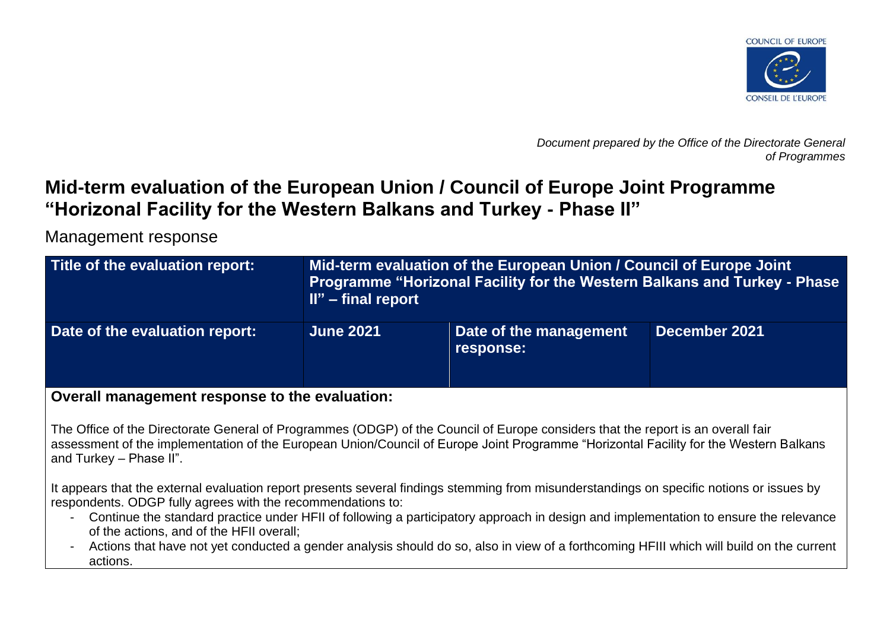COUNCIL OF EUROPE

CONSEIL DE L'EUROPE

*Document prepared by the Office of the Directorate General of Programmes*

# Mid-term evaluation of the European Union / Council of Europe Joint Programme "Horizonal Facility for the Western Balkans and Turkey - Phase II"

Management response

| **Title of the evaluation report:** | **Mid-term evaluation of the European Union / Council of Europe Joint Programme "Horizonal Facility for the Western Balkans and Turkey - Phase II" – final report** | | |
|---|---|---|---|
| **Date of the evaluation report:** | **June 2021** | **Date of the management response:** | **December 2021** |

**Overall management response to the evaluation:**

The Office of the Directorate General of Programmes (ODGP) of the Council of Europe considers that the report is an overall fair assessment of the implementation of the European Union/Council of Europe Joint Programme "Horizontal Facility for the Western Balkans and Turkey – Phase II".

It appears that the external evaluation report presents several findings stemming from misunderstandings on specific notions or issues by respondents. ODGP fully agrees with the recommendations to:

- Continue the standard practice under HFII of following a participatory approach in design and implementation to ensure the relevance of the actions, and of the HFII overall;
- Actions that have not yet conducted a gender analysis should do so, also in view of a forthcoming HFIII which will build on the current actions.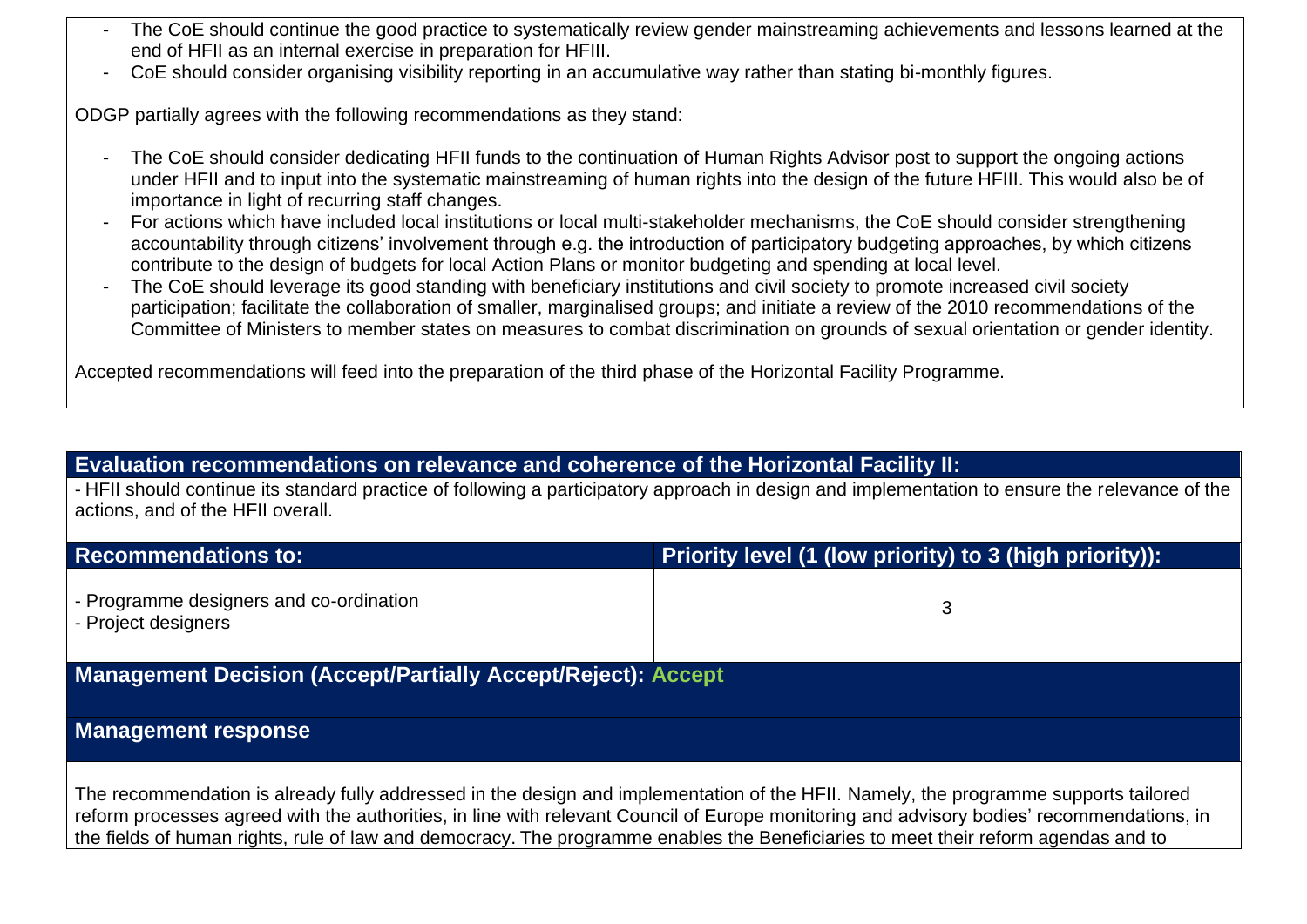- The CoE should continue the good practice to systematically review gender mainstreaming achievements and lessons learned at the end of HFII as an internal exercise in preparation for HFIII.
- CoE should consider organising visibility reporting in an accumulative way rather than stating bi-monthly figures.

ODGP partially agrees with the following recommendations as they stand:

- The CoE should consider dedicating HFII funds to the continuation of Human Rights Advisor post to support the ongoing actions under HFII and to input into the systematic mainstreaming of human rights into the design of the future HFIII. This would also be of importance in light of recurring staff changes.
- For actions which have included local institutions or local multi-stakeholder mechanisms, the CoE should consider strengthening accountability through citizens' involvement through e.g. the introduction of participatory budgeting approaches, by which citizens contribute to the design of budgets for local Action Plans or monitor budgeting and spending at local level.
- The CoE should leverage its good standing with beneficiary institutions and civil society to promote increased civil society participation; facilitate the collaboration of smaller, marginalised groups; and initiate a review of the 2010 recommendations of the Committee of Ministers to member states on measures to combat discrimination on grounds of sexual orientation or gender identity.

Accepted recommendations will feed into the preparation of the third phase of the Horizontal Facility Programme.

**Evaluation recommendations on relevance and coherence of the Horizontal Facility II:**

- HFII should continue its standard practice of following a participatory approach in design and implementation to ensure the relevance of the actions, and of the HFII overall.

| Recommendations to: | Priority level (1 (low priority) to 3 (high priority)): |
|---|---|
| - Programme designers and co-ordination<br>- Project designers | 3 |

**Management Decision (Accept/Partially Accept/Reject): Accept**

**Management response**

The recommendation is already fully addressed in the design and implementation of the HFII. Namely, the programme supports tailored reform processes agreed with the authorities, in line with relevant Council of Europe monitoring and advisory bodies' recommendations, in the fields of human rights, rule of law and democracy. The programme enables the Beneficiaries to meet their reform agendas and to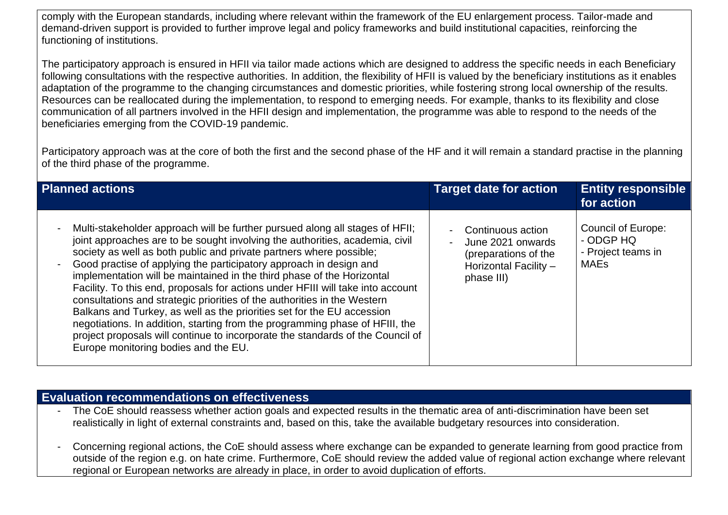comply with the European standards, including where relevant within the framework of the EU enlargement process. Tailor-made and demand-driven support is provided to further improve legal and policy frameworks and build institutional capacities, reinforcing the functioning of institutions.

The participatory approach is ensured in HFII via tailor made actions which are designed to address the specific needs in each Beneficiary following consultations with the respective authorities. In addition, the flexibility of HFII is valued by the beneficiary institutions as it enables adaptation of the programme to the changing circumstances and domestic priorities, while fostering strong local ownership of the results. Resources can be reallocated during the implementation, to respond to emerging needs. For example, thanks to its flexibility and close communication of all partners involved in the HFII design and implementation, the programme was able to respond to the needs of the beneficiaries emerging from the COVID-19 pandemic.

Participatory approach was at the core of both the first and the second phase of the HF and it will remain a standard practise in the planning of the third phase of the programme.

| Planned actions | Target date for action | Entity responsible for action |
|---|---|---|
| - Multi-stakeholder approach will be further pursued along all stages of HFII; joint approaches are to be sought involving the authorities, academia, civil society as well as both public and private partners where possible;<br>- Good practise of applying the participatory approach in design and implementation will be maintained in the third phase of the Horizontal Facility. To this end, proposals for actions under HFIII will take into account consultations and strategic priorities of the authorities in the Western Balkans and Turkey, as well as the priorities set for the EU accession negotiations. In addition, starting from the programming phase of HFIII, the project proposals will continue to incorporate the standards of the Council of Europe monitoring bodies and the EU. | - Continuous action<br>- June 2021 onwards (preparations of the Horizontal Facility – phase III) | Council of Europe:<br>- ODGP HQ<br>- Project teams in MAEs |

## Evaluation recommendations on effectiveness

- The CoE should reassess whether action goals and expected results in the thematic area of anti-discrimination have been set realistically in light of external constraints and, based on this, take the available budgetary resources into consideration.
- Concerning regional actions, the CoE should assess where exchange can be expanded to generate learning from good practice from outside of the region e.g. on hate crime. Furthermore, CoE should review the added value of regional action exchange where relevant regional or European networks are already in place, in order to avoid duplication of efforts.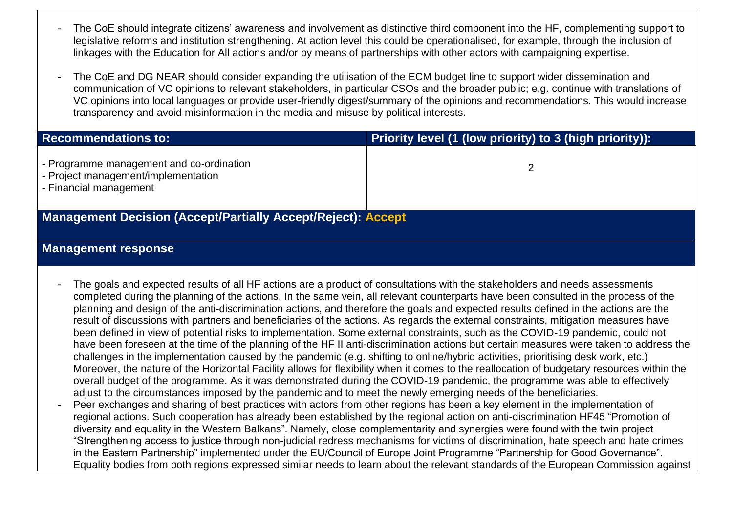- The CoE should integrate citizens' awareness and involvement as distinctive third component into the HF, complementing support to legislative reforms and institution strengthening. At action level this could be operationalised, for example, through the inclusion of linkages with the Education for All actions and/or by means of partnerships with other actors with campaigning expertise.

- The CoE and DG NEAR should consider expanding the utilisation of the ECM budget line to support wider dissemination and communication of VC opinions to relevant stakeholders, in particular CSOs and the broader public; e.g. continue with translations of VC opinions into local languages or provide user-friendly digest/summary of the opinions and recommendations. This would increase transparency and avoid misinformation in the media and misuse by political interests.

| Recommendations to: | Priority level (1 (low priority) to 3 (high priority)): |
|---|---|
| - Programme management and co-ordination<br>- Project management/implementation<br>- Financial management | 2 |

**Management Decision (Accept/Partially Accept/Reject): Accept**

**Management response**

- The goals and expected results of all HF actions are a product of consultations with the stakeholders and needs assessments completed during the planning of the actions. In the same vein, all relevant counterparts have been consulted in the process of the planning and design of the anti-discrimination actions, and therefore the goals and expected results defined in the actions are the result of discussions with partners and beneficiaries of the actions. As regards the external constraints, mitigation measures have been defined in view of potential risks to implementation. Some external constraints, such as the COVID-19 pandemic, could not have been foreseen at the time of the planning of the HF II anti-discrimination actions but certain measures were taken to address the challenges in the implementation caused by the pandemic (e.g. shifting to online/hybrid activities, prioritising desk work, etc.) Moreover, the nature of the Horizontal Facility allows for flexibility when it comes to the reallocation of budgetary resources within the overall budget of the programme. As it was demonstrated during the COVID-19 pandemic, the programme was able to effectively adjust to the circumstances imposed by the pandemic and to meet the newly emerging needs of the beneficiaries.
- Peer exchanges and sharing of best practices with actors from other regions has been a key element in the implementation of regional actions. Such cooperation has already been established by the regional action on anti-discrimination HF45 "Promotion of diversity and equality in the Western Balkans". Namely, close complementarity and synergies were found with the twin project "Strengthening access to justice through non-judicial redress mechanisms for victims of discrimination, hate speech and hate crimes in the Eastern Partnership" implemented under the EU/Council of Europe Joint Programme "Partnership for Good Governance". Equality bodies from both regions expressed similar needs to learn about the relevant standards of the European Commission against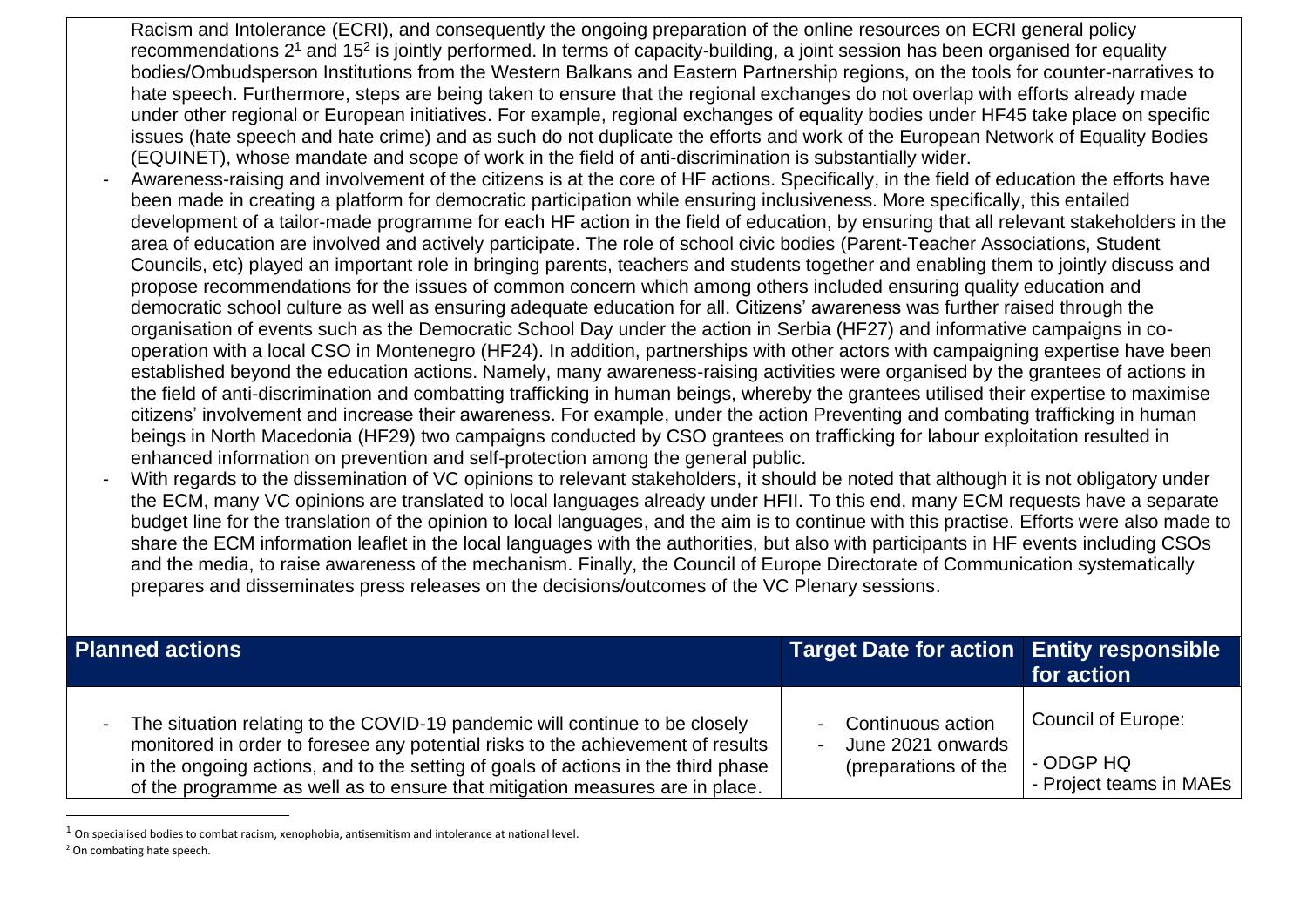Racism and Intolerance (ECRI), and consequently the ongoing preparation of the online resources on ECRI general policy recommendations 2[1] and 15[2] is jointly performed. In terms of capacity-building, a joint session has been organised for equality bodies/Ombudsperson Institutions from the Western Balkans and Eastern Partnership regions, on the tools for counter-narratives to hate speech. Furthermore, steps are being taken to ensure that the regional exchanges do not overlap with efforts already made under other regional or European initiatives. For example, regional exchanges of equality bodies under HF45 take place on specific issues (hate speech and hate crime) and as such do not duplicate the efforts and work of the European Network of Equality Bodies (EQUINET), whose mandate and scope of work in the field of anti-discrimination is substantially wider.

- Awareness-raising and involvement of the citizens is at the core of HF actions. Specifically, in the field of education the efforts have been made in creating a platform for democratic participation while ensuring inclusiveness. More specifically, this entailed development of a tailor-made programme for each HF action in the field of education, by ensuring that all relevant stakeholders in the area of education are involved and actively participate. The role of school civic bodies (Parent-Teacher Associations, Student Councils, etc) played an important role in bringing parents, teachers and students together and enabling them to jointly discuss and propose recommendations for the issues of common concern which among others included ensuring quality education and democratic school culture as well as ensuring adequate education for all. Citizens' awareness was further raised through the organisation of events such as the Democratic School Day under the action in Serbia (HF27) and informative campaigns in co-operation with a local CSO in Montenegro (HF24). In addition, partnerships with other actors with campaigning expertise have been established beyond the education actions. Namely, many awareness-raising activities were organised by the grantees of actions in the field of anti-discrimination and combatting trafficking in human beings, whereby the grantees utilised their expertise to maximise citizens' involvement and increase their awareness. For example, under the action Preventing and combating trafficking in human beings in North Macedonia (HF29) two campaigns conducted by CSO grantees on trafficking for labour exploitation resulted in enhanced information on prevention and self-protection among the general public.
- With regards to the dissemination of VC opinions to relevant stakeholders, it should be noted that although it is not obligatory under the ECM, many VC opinions are translated to local languages already under HFII. To this end, many ECM requests have a separate budget line for the translation of the opinion to local languages, and the aim is to continue with this practise. Efforts were also made to share the ECM information leaflet in the local languages with the authorities, but also with participants in HF events including CSOs and the media, to raise awareness of the mechanism. Finally, the Council of Europe Directorate of Communication systematically prepares and disseminates press releases on the decisions/outcomes of the VC Plenary sessions.

| Planned actions | Target Date for action | Entity responsible for action |
|---|---|---|
| - The situation relating to the COVID-19 pandemic will continue to be closely monitored in order to foresee any potential risks to the achievement of results in the ongoing actions, and to the setting of goals of actions in the third phase of the programme as well as to ensure that mitigation measures are in place. | - Continuous action<br>- June 2021 onwards (preparations of the | Council of Europe:<br>- ODGP HQ<br>- Project teams in MAEs |

[1] On specialised bodies to combat racism, xenophobia, antisemitism and intolerance at national level.

[2] On combating hate speech.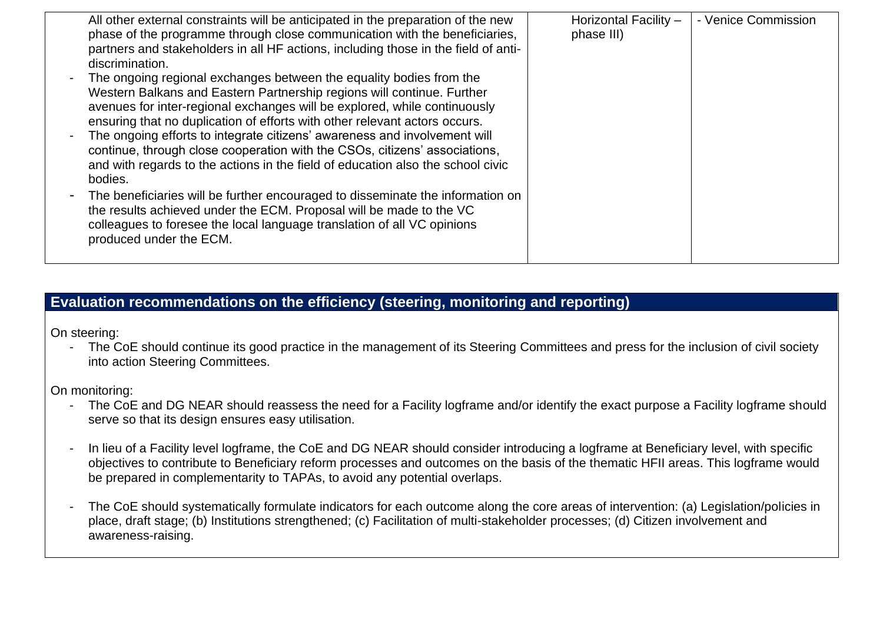| | | |
|---|---|---|
| All other external constraints will be anticipated in the preparation of the new phase of the programme through close communication with the beneficiaries, partners and stakeholders in all HF actions, including those in the field of anti-discrimination.<br>- The ongoing regional exchanges between the equality bodies from the Western Balkans and Eastern Partnership regions will continue. Further avenues for inter-regional exchanges will be explored, while continuously ensuring that no duplication of efforts with other relevant actors occurs.<br>- The ongoing efforts to integrate citizens' awareness and involvement will continue, through close cooperation with the CSOs, citizens' associations, and with regards to the actions in the field of education also the school civic bodies.<br>- The beneficiaries will be further encouraged to disseminate the information on the results achieved under the ECM. Proposal will be made to the VC colleagues to foresee the local language translation of all VC opinions produced under the ECM. | Horizontal Facility – phase III) | - Venice Commission |

## Evaluation recommendations on the efficiency (steering, monitoring and reporting)

On steering:

- The CoE should continue its good practice in the management of its Steering Committees and press for the inclusion of civil society into action Steering Committees.

On monitoring:

- The CoE and DG NEAR should reassess the need for a Facility logframe and/or identify the exact purpose a Facility logframe should serve so that its design ensures easy utilisation.
- In lieu of a Facility level logframe, the CoE and DG NEAR should consider introducing a logframe at Beneficiary level, with specific objectives to contribute to Beneficiary reform processes and outcomes on the basis of the thematic HFII areas. This logframe would be prepared in complementarity to TAPAs, to avoid any potential overlaps.
- The CoE should systematically formulate indicators for each outcome along the core areas of intervention: (a) Legislation/policies in place, draft stage; (b) Institutions strengthened; (c) Facilitation of multi-stakeholder processes; (d) Citizen involvement and awareness-raising.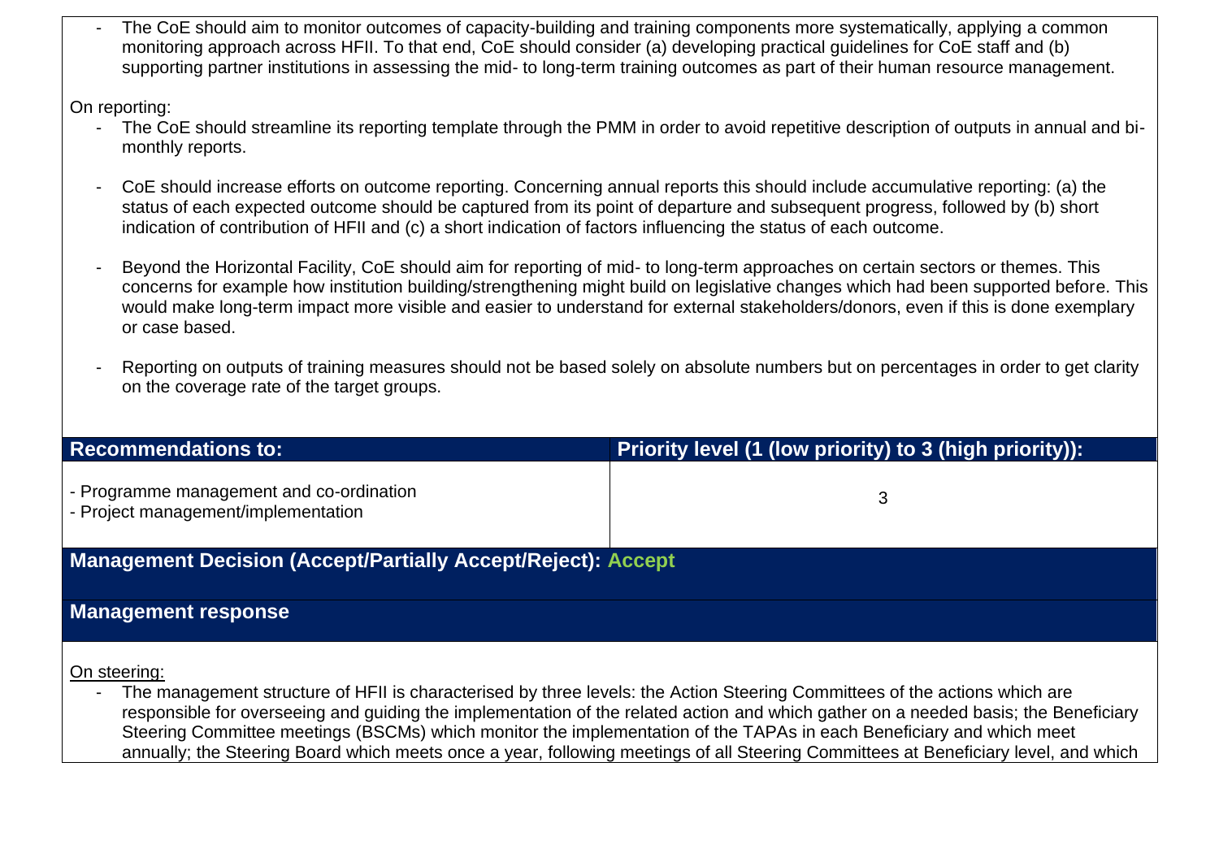- The CoE should aim to monitor outcomes of capacity-building and training components more systematically, applying a common monitoring approach across HFII. To that end, CoE should consider (a) developing practical guidelines for CoE staff and (b) supporting partner institutions in assessing the mid- to long-term training outcomes as part of their human resource management.

On reporting:

- The CoE should streamline its reporting template through the PMM in order to avoid repetitive description of outputs in annual and bi-monthly reports.

- CoE should increase efforts on outcome reporting. Concerning annual reports this should include accumulative reporting: (a) the status of each expected outcome should be captured from its point of departure and subsequent progress, followed by (b) short indication of contribution of HFII and (c) a short indication of factors influencing the status of each outcome.

- Beyond the Horizontal Facility, CoE should aim for reporting of mid- to long-term approaches on certain sectors or themes. This concerns for example how institution building/strengthening might build on legislative changes which had been supported before. This would make long-term impact more visible and easier to understand for external stakeholders/donors, even if this is done exemplary or case based.

- Reporting on outputs of training measures should not be based solely on absolute numbers but on percentages in order to get clarity on the coverage rate of the target groups.

| **Recommendations to:** | **Priority level (1 (low priority) to 3 (high priority)):** |
| --- | --- |
| - Programme management and co-ordination<br>- Project management/implementation | 3 |

**Management Decision (Accept/Partially Accept/Reject): Accept**

**Management response**

On steering:

- The management structure of HFII is characterised by three levels: the Action Steering Committees of the actions which are responsible for overseeing and guiding the implementation of the related action and which gather on a needed basis; the Beneficiary Steering Committee meetings (BSCMs) which monitor the implementation of the TAPAs in each Beneficiary and which meet annually; the Steering Board which meets once a year, following meetings of all Steering Committees at Beneficiary level, and which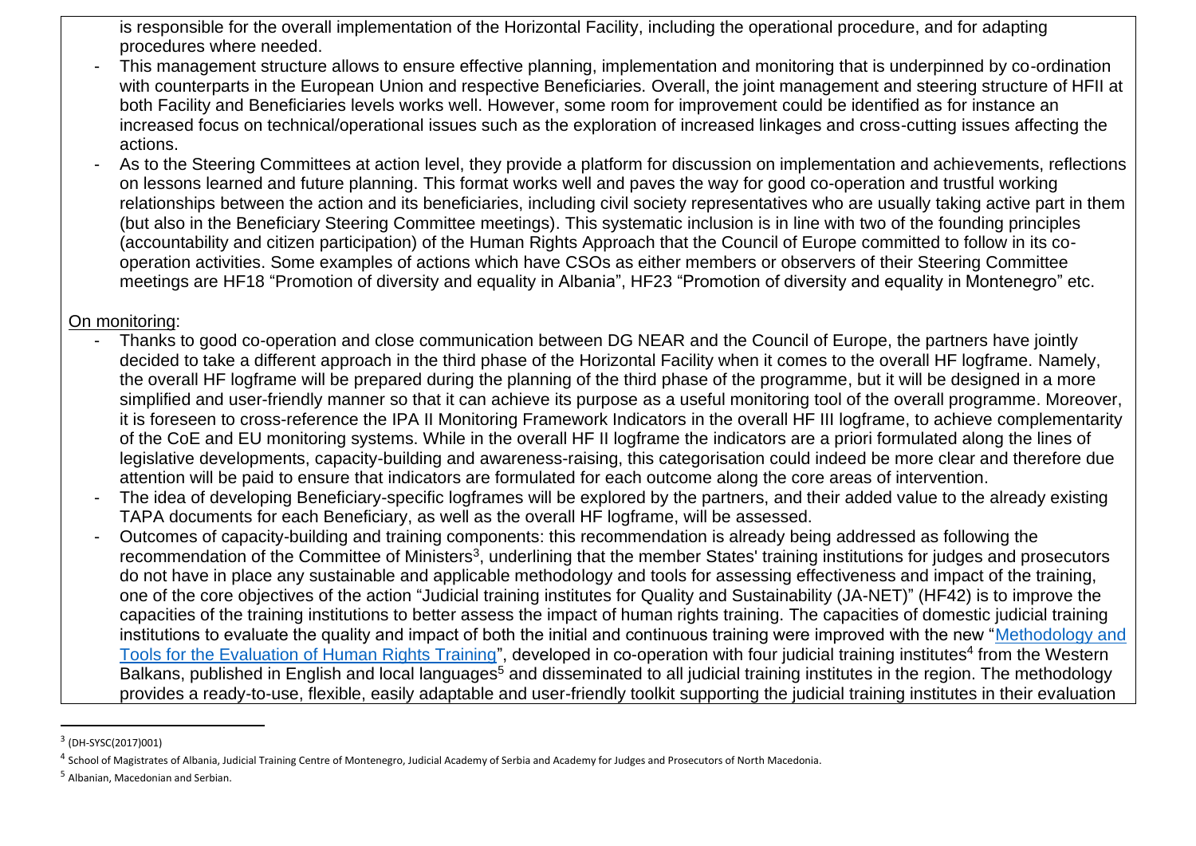is responsible for the overall implementation of the Horizontal Facility, including the operational procedure, and for adapting procedures where needed.

- This management structure allows to ensure effective planning, implementation and monitoring that is underpinned by co-ordination with counterparts in the European Union and respective Beneficiaries. Overall, the joint management and steering structure of HFII at both Facility and Beneficiaries levels works well. However, some room for improvement could be identified as for instance an increased focus on technical/operational issues such as the exploration of increased linkages and cross-cutting issues affecting the actions.
- As to the Steering Committees at action level, they provide a platform for discussion on implementation and achievements, reflections on lessons learned and future planning. This format works well and paves the way for good co-operation and trustful working relationships between the action and its beneficiaries, including civil society representatives who are usually taking active part in them (but also in the Beneficiary Steering Committee meetings). This systematic inclusion is in line with two of the founding principles (accountability and citizen participation) of the Human Rights Approach that the Council of Europe committed to follow in its co-operation activities. Some examples of actions which have CSOs as either members or observers of their Steering Committee meetings are HF18 "Promotion of diversity and equality in Albania", HF23 "Promotion of diversity and equality in Montenegro" etc.

On monitoring:

- Thanks to good co-operation and close communication between DG NEAR and the Council of Europe, the partners have jointly decided to take a different approach in the third phase of the Horizontal Facility when it comes to the overall HF logframe. Namely, the overall HF logframe will be prepared during the planning of the third phase of the programme, but it will be designed in a more simplified and user-friendly manner so that it can achieve its purpose as a useful monitoring tool of the overall programme. Moreover, it is foreseen to cross-reference the IPA II Monitoring Framework Indicators in the overall HF III logframe, to achieve complementarity of the CoE and EU monitoring systems. While in the overall HF II logframe the indicators are a priori formulated along the lines of legislative developments, capacity-building and awareness-raising, this categorisation could indeed be more clear and therefore due attention will be paid to ensure that indicators are formulated for each outcome along the core areas of intervention.
- The idea of developing Beneficiary-specific logframes will be explored by the partners, and their added value to the already existing TAPA documents for each Beneficiary, as well as the overall HF logframe, will be assessed.
- Outcomes of capacity-building and training components: this recommendation is already being addressed as following the recommendation of the Committee of Ministers[3], underlining that the member States' training institutions for judges and prosecutors do not have in place any sustainable and applicable methodology and tools for assessing effectiveness and impact of the training, one of the core objectives of the action "Judicial training institutes for Quality and Sustainability (JA-NET)" (HF42) is to improve the capacities of the training institutions to better assess the impact of human rights training. The capacities of domestic judicial training institutions to evaluate the quality and impact of both the initial and continuous training were improved with the new "Methodology and Tools for the Evaluation of Human Rights Training", developed in co-operation with four judicial training institutes[4] from the Western Balkans, published in English and local languages[5] and disseminated to all judicial training institutes in the region. The methodology provides a ready-to-use, flexible, easily adaptable and user-friendly toolkit supporting the judicial training institutes in their evaluation

[3] (DH-SYSC(2017)001)

[4] School of Magistrates of Albania, Judicial Training Centre of Montenegro, Judicial Academy of Serbia and Academy for Judges and Prosecutors of North Macedonia.

[5] Albanian, Macedonian and Serbian.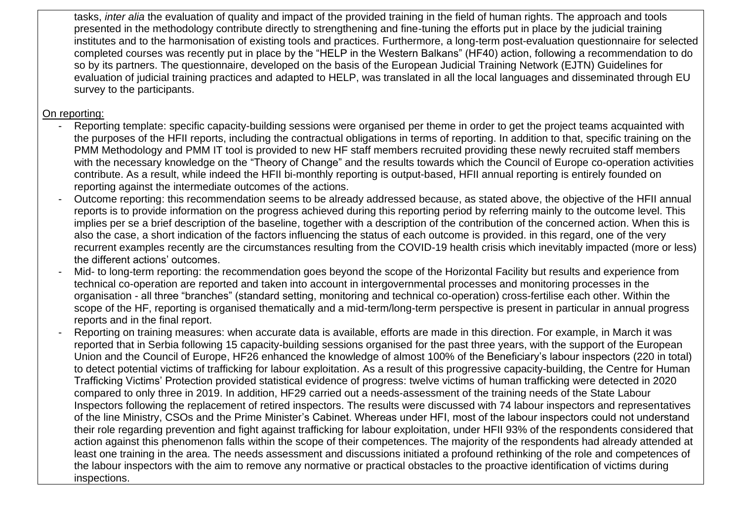tasks, *inter alia* the evaluation of quality and impact of the provided training in the field of human rights. The approach and tools presented in the methodology contribute directly to strengthening and fine-tuning the efforts put in place by the judicial training institutes and to the harmonisation of existing tools and practices. Furthermore, a long-term post-evaluation questionnaire for selected completed courses was recently put in place by the "HELP in the Western Balkans" (HF40) action, following a recommendation to do so by its partners. The questionnaire, developed on the basis of the European Judicial Training Network (EJTN) Guidelines for evaluation of judicial training practices and adapted to HELP, was translated in all the local languages and disseminated through EU survey to the participants.

On reporting:

- Reporting template: specific capacity-building sessions were organised per theme in order to get the project teams acquainted with the purposes of the HFII reports, including the contractual obligations in terms of reporting. In addition to that, specific training on the PMM Methodology and PMM IT tool is provided to new HF staff members recruited providing these newly recruited staff members with the necessary knowledge on the "Theory of Change" and the results towards which the Council of Europe co-operation activities contribute. As a result, while indeed the HFII bi-monthly reporting is output-based, HFII annual reporting is entirely founded on reporting against the intermediate outcomes of the actions.
- Outcome reporting: this recommendation seems to be already addressed because, as stated above, the objective of the HFII annual reports is to provide information on the progress achieved during this reporting period by referring mainly to the outcome level. This implies per se a brief description of the baseline, together with a description of the contribution of the concerned action. When this is also the case, a short indication of the factors influencing the status of each outcome is provided. in this regard, one of the very recurrent examples recently are the circumstances resulting from the COVID-19 health crisis which inevitably impacted (more or less) the different actions' outcomes.
- Mid- to long-term reporting: the recommendation goes beyond the scope of the Horizontal Facility but results and experience from technical co-operation are reported and taken into account in intergovernmental processes and monitoring processes in the organisation - all three "branches" (standard setting, monitoring and technical co-operation) cross-fertilise each other. Within the scope of the HF, reporting is organised thematically and a mid-term/long-term perspective is present in particular in annual progress reports and in the final report.
- Reporting on training measures: when accurate data is available, efforts are made in this direction. For example, in March it was reported that in Serbia following 15 capacity-building sessions organised for the past three years, with the support of the European Union and the Council of Europe, HF26 enhanced the knowledge of almost 100% of the Beneficiary's labour inspectors (220 in total) to detect potential victims of trafficking for labour exploitation. As a result of this progressive capacity-building, the Centre for Human Trafficking Victims' Protection provided statistical evidence of progress: twelve victims of human trafficking were detected in 2020 compared to only three in 2019. In addition, HF29 carried out a needs-assessment of the training needs of the State Labour Inspectors following the replacement of retired inspectors. The results were discussed with 74 labour inspectors and representatives of the line Ministry, CSOs and the Prime Minister's Cabinet. Whereas under HFI, most of the labour inspectors could not understand their role regarding prevention and fight against trafficking for labour exploitation, under HFII 93% of the respondents considered that action against this phenomenon falls within the scope of their competences. The majority of the respondents had already attended at least one training in the area. The needs assessment and discussions initiated a profound rethinking of the role and competences of the labour inspectors with the aim to remove any normative or practical obstacles to the proactive identification of victims during inspections.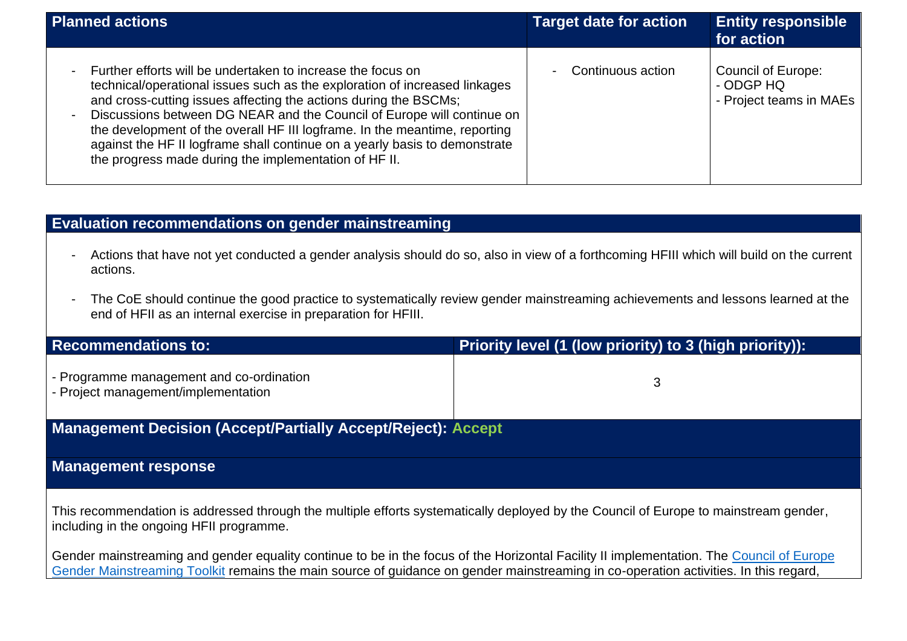| Planned actions | Target date for action | Entity responsible for action |
| --- | --- | --- |
| - Further efforts will be undertaken to increase the focus on technical/operational issues such as the exploration of increased linkages and cross-cutting issues affecting the actions during the BSCMs;<br>- Discussions between DG NEAR and the Council of Europe will continue on the development of the overall HF III logframe. In the meantime, reporting against the HF II logframe shall continue on a yearly basis to demonstrate the progress made during the implementation of HF II. | - Continuous action | Council of Europe:<br>- ODGP HQ<br>- Project teams in MAEs |

**Evaluation recommendations on gender mainstreaming**

- Actions that have not yet conducted a gender analysis should do so, also in view of a forthcoming HFIII which will build on the current actions.
- The CoE should continue the good practice to systematically review gender mainstreaming achievements and lessons learned at the end of HFII as an internal exercise in preparation for HFIII.

| Recommendations to: | Priority level (1 (low priority) to 3 (high priority)): |
| --- | --- |
| - Programme management and co-ordination<br>- Project management/implementation | 3 |

**Management Decision (Accept/Partially Accept/Reject):** **Accept**

**Management response**

This recommendation is addressed through the multiple efforts systematically deployed by the Council of Europe to mainstream gender, including in the ongoing HFII programme.

Gender mainstreaming and gender equality continue to be in the focus of the Horizontal Facility II implementation. The [Council of Europe Gender Mainstreaming Toolkit]() remains the main source of guidance on gender mainstreaming in co-operation activities. In this regard,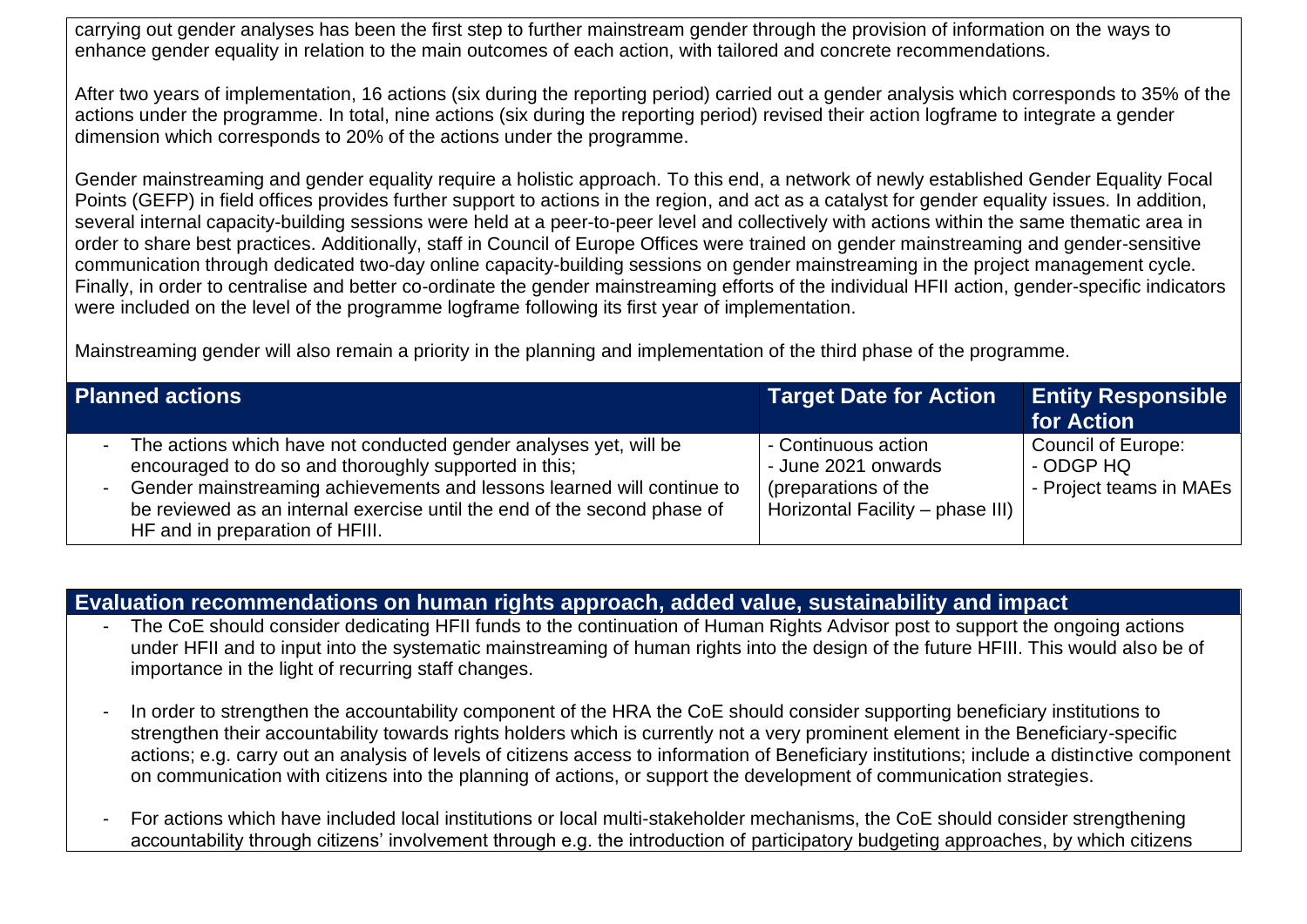carrying out gender analyses has been the first step to further mainstream gender through the provision of information on the ways to enhance gender equality in relation to the main outcomes of each action, with tailored and concrete recommendations.

After two years of implementation, 16 actions (six during the reporting period) carried out a gender analysis which corresponds to 35% of the actions under the programme. In total, nine actions (six during the reporting period) revised their action logframe to integrate a gender dimension which corresponds to 20% of the actions under the programme.

Gender mainstreaming and gender equality require a holistic approach. To this end, a network of newly established Gender Equality Focal Points (GEFP) in field offices provides further support to actions in the region, and act as a catalyst for gender equality issues. In addition, several internal capacity-building sessions were held at a peer-to-peer level and collectively with actions within the same thematic area in order to share best practices. Additionally, staff in Council of Europe Offices were trained on gender mainstreaming and gender-sensitive communication through dedicated two-day online capacity-building sessions on gender mainstreaming in the project management cycle. Finally, in order to centralise and better co-ordinate the gender mainstreaming efforts of the individual HFII action, gender-specific indicators were included on the level of the programme logframe following its first year of implementation.

Mainstreaming gender will also remain a priority in the planning and implementation of the third phase of the programme.

| Planned actions | Target Date for Action | Entity Responsible for Action |
|---|---|---|
| - The actions which have not conducted gender analyses yet, will be encouraged to do so and thoroughly supported in this;<br>- Gender mainstreaming achievements and lessons learned will continue to be reviewed as an internal exercise until the end of the second phase of HF and in preparation of HFIII. | - Continuous action<br>- June 2021 onwards (preparations of the Horizontal Facility – phase III) | Council of Europe:<br>- ODGP HQ<br>- Project teams in MAEs |

## Evaluation recommendations on human rights approach, added value, sustainability and impact

- The CoE should consider dedicating HFII funds to the continuation of Human Rights Advisor post to support the ongoing actions under HFII and to input into the systematic mainstreaming of human rights into the design of the future HFIII. This would also be of importance in the light of recurring staff changes.
- In order to strengthen the accountability component of the HRA the CoE should consider supporting beneficiary institutions to strengthen their accountability towards rights holders which is currently not a very prominent element in the Beneficiary-specific actions; e.g. carry out an analysis of levels of citizens access to information of Beneficiary institutions; include a distinctive component on communication with citizens into the planning of actions, or support the development of communication strategies.
- For actions which have included local institutions or local multi-stakeholder mechanisms, the CoE should consider strengthening accountability through citizens' involvement through e.g. the introduction of participatory budgeting approaches, by which citizens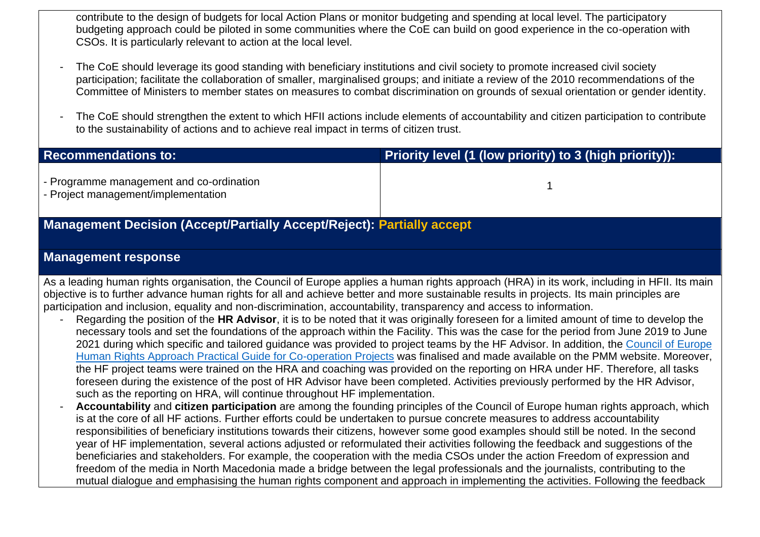contribute to the design of budgets for local Action Plans or monitor budgeting and spending at local level. The participatory budgeting approach could be piloted in some communities where the CoE can build on good experience in the co-operation with CSOs. It is particularly relevant to action at the local level.

- The CoE should leverage its good standing with beneficiary institutions and civil society to promote increased civil society participation; facilitate the collaboration of smaller, marginalised groups; and initiate a review of the 2010 recommendations of the Committee of Ministers to member states on measures to combat discrimination on grounds of sexual orientation or gender identity.

- The CoE should strengthen the extent to which HFII actions include elements of accountability and citizen participation to contribute to the sustainability of actions and to achieve real impact in terms of citizen trust.

| Recommendations to: | Priority level (1 (low priority) to 3 (high priority)): |
| --- | --- |
| - Programme management and co-ordination<br>- Project management/implementation | 1 |

**Management Decision (Accept/Partially Accept/Reject): Partially accept**

**Management response**

As a leading human rights organisation, the Council of Europe applies a human rights approach (HRA) in its work, including in HFII. Its main objective is to further advance human rights for all and achieve better and more sustainable results in projects. Its main principles are participation and inclusion, equality and non-discrimination, accountability, transparency and access to information.

- Regarding the position of the **HR Advisor**, it is to be noted that it was originally foreseen for a limited amount of time to develop the necessary tools and set the foundations of the approach within the Facility. This was the case for the period from June 2019 to June 2021 during which specific and tailored guidance was provided to project teams by the HF Advisor. In addition, the Council of Europe Human Rights Approach Practical Guide for Co-operation Projects was finalised and made available on the PMM website. Moreover, the HF project teams were trained on the HRA and coaching was provided on the reporting on HRA under HF. Therefore, all tasks foreseen during the existence of the post of HR Advisor have been completed. Activities previously performed by the HR Advisor, such as the reporting on HRA, will continue throughout HF implementation.
- **Accountability** and **citizen participation** are among the founding principles of the Council of Europe human rights approach, which is at the core of all HF actions. Further efforts could be undertaken to pursue concrete measures to address accountability responsibilities of beneficiary institutions towards their citizens, however some good examples should still be noted. In the second year of HF implementation, several actions adjusted or reformulated their activities following the feedback and suggestions of the beneficiaries and stakeholders. For example, the cooperation with the media CSOs under the action Freedom of expression and freedom of the media in North Macedonia made a bridge between the legal professionals and the journalists, contributing to the mutual dialogue and emphasising the human rights component and approach in implementing the activities. Following the feedback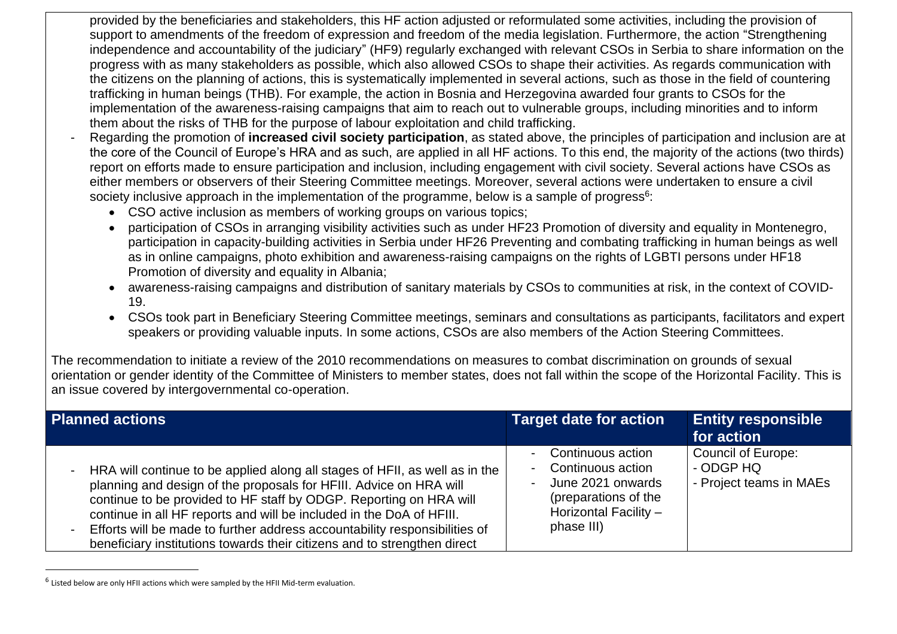provided by the beneficiaries and stakeholders, this HF action adjusted or reformulated some activities, including the provision of support to amendments of the freedom of expression and freedom of the media legislation. Furthermore, the action "Strengthening independence and accountability of the judiciary" (HF9) regularly exchanged with relevant CSOs in Serbia to share information on the progress with as many stakeholders as possible, which also allowed CSOs to shape their activities. As regards communication with the citizens on the planning of actions, this is systematically implemented in several actions, such as those in the field of countering trafficking in human beings (THB). For example, the action in Bosnia and Herzegovina awarded four grants to CSOs for the implementation of the awareness-raising campaigns that aim to reach out to vulnerable groups, including minorities and to inform them about the risks of THB for the purpose of labour exploitation and child trafficking.

- Regarding the promotion of **increased civil society participation**, as stated above, the principles of participation and inclusion are at the core of the Council of Europe's HRA and as such, are applied in all HF actions. To this end, the majority of the actions (two thirds) report on efforts made to ensure participation and inclusion, including engagement with civil society. Several actions have CSOs as either members or observers of their Steering Committee meetings. Moreover, several actions were undertaken to ensure a civil society inclusive approach in the implementation of the programme, below is a sample of progress[6]:
  - CSO active inclusion as members of working groups on various topics;
  - participation of CSOs in arranging visibility activities such as under HF23 Promotion of diversity and equality in Montenegro, participation in capacity-building activities in Serbia under HF26 Preventing and combating trafficking in human beings as well as in online campaigns, photo exhibition and awareness-raising campaigns on the rights of LGBTI persons under HF18 Promotion of diversity and equality in Albania;
  - awareness-raising campaigns and distribution of sanitary materials by CSOs to communities at risk, in the context of COVID-19.
  - CSOs took part in Beneficiary Steering Committee meetings, seminars and consultations as participants, facilitators and expert speakers or providing valuable inputs. In some actions, CSOs are also members of the Action Steering Committees.

The recommendation to initiate a review of the 2010 recommendations on measures to combat discrimination on grounds of sexual orientation or gender identity of the Committee of Ministers to member states, does not fall within the scope of the Horizontal Facility. This is an issue covered by intergovernmental co-operation.

| Planned actions | Target date for action | Entity responsible for action |
|---|---|---|
| - HRA will continue to be applied along all stages of HFII, as well as in the planning and design of the proposals for HFIII. Advice on HRA will continue to be provided to HF staff by ODGP. Reporting on HRA will continue in all HF reports and will be included in the DoA of HFIII.<br>- Efforts will be made to further address accountability responsibilities of beneficiary institutions towards their citizens and to strengthen direct | - Continuous action<br>- Continuous action<br>- June 2021 onwards (preparations of the Horizontal Facility – phase III) | Council of Europe:<br>- ODGP HQ<br>- Project teams in MAEs |

[6] Listed below are only HFII actions which were sampled by the HFII Mid-term evaluation.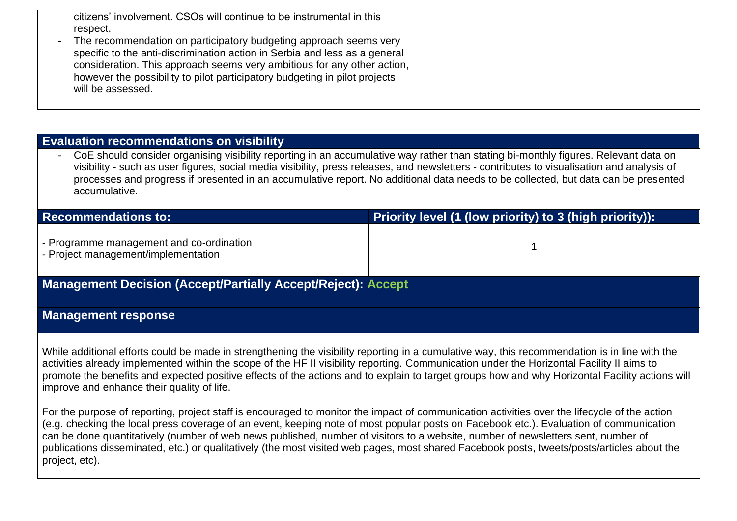| | | |
|---|---|---|
| citizens' involvement. CSOs will continue to be instrumental in this respect.<br>- The recommendation on participatory budgeting approach seems very specific to the anti-discrimination action in Serbia and less as a general consideration. This approach seems very ambitious for any other action, however the possibility to pilot participatory budgeting in pilot projects will be assessed. | | |

## Evaluation recommendations on visibility

- CoE should consider organising visibility reporting in an accumulative way rather than stating bi-monthly figures. Relevant data on visibility - such as user figures, social media visibility, press releases, and newsletters - contributes to visualisation and analysis of processes and progress if presented in an accumulative report. No additional data needs to be collected, but data can be presented accumulative.

| Recommendations to: | Priority level (1 (low priority) to 3 (high priority)): |
|---|---|
| - Programme management and co-ordination<br>- Project management/implementation | 1 |

**Management Decision (Accept/Partially Accept/Reject): Accept**

**Management response**

While additional efforts could be made in strengthening the visibility reporting in a cumulative way, this recommendation is in line with the activities already implemented within the scope of the HF II visibility reporting. Communication under the Horizontal Facility II aims to promote the benefits and expected positive effects of the actions and to explain to target groups how and why Horizontal Facility actions will improve and enhance their quality of life.

For the purpose of reporting, project staff is encouraged to monitor the impact of communication activities over the lifecycle of the action (e.g. checking the local press coverage of an event, keeping note of most popular posts on Facebook etc.). Evaluation of communication can be done quantitatively (number of web news published, number of visitors to a website, number of newsletters sent, number of publications disseminated, etc.) or qualitatively (the most visited web pages, most shared Facebook posts, tweets/posts/articles about the project, etc).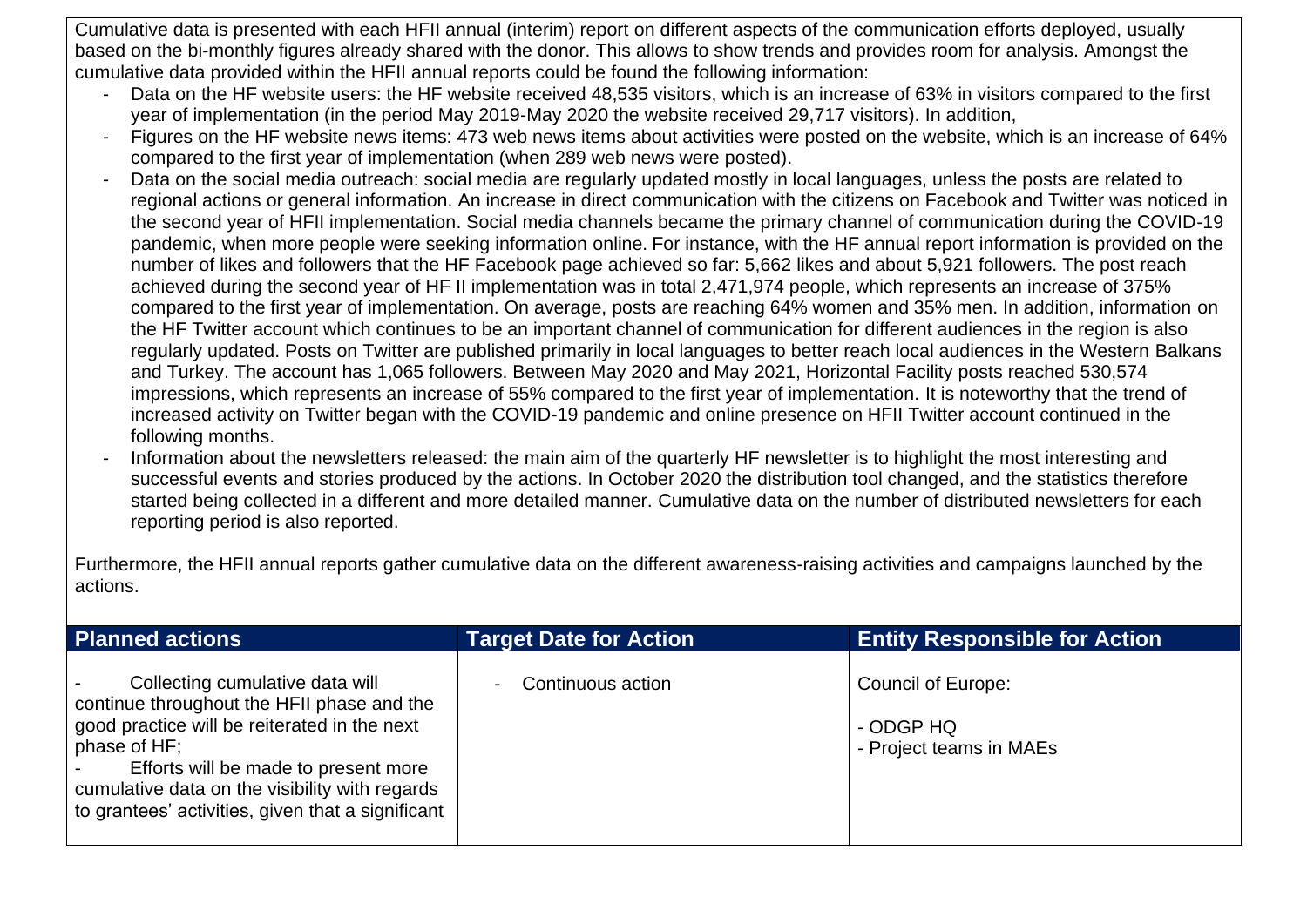Cumulative data is presented with each HFII annual (interim) report on different aspects of the communication efforts deployed, usually based on the bi-monthly figures already shared with the donor. This allows to show trends and provides room for analysis. Amongst the cumulative data provided within the HFII annual reports could be found the following information:

- Data on the HF website users: the HF website received 48,535 visitors, which is an increase of 63% in visitors compared to the first year of implementation (in the period May 2019-May 2020 the website received 29,717 visitors). In addition,
- Figures on the HF website news items: 473 web news items about activities were posted on the website, which is an increase of 64% compared to the first year of implementation (when 289 web news were posted).
- Data on the social media outreach: social media are regularly updated mostly in local languages, unless the posts are related to regional actions or general information. An increase in direct communication with the citizens on Facebook and Twitter was noticed in the second year of HFII implementation. Social media channels became the primary channel of communication during the COVID-19 pandemic, when more people were seeking information online. For instance, with the HF annual report information is provided on the number of likes and followers that the HF Facebook page achieved so far: 5,662 likes and about 5,921 followers. The post reach achieved during the second year of HF II implementation was in total 2,471,974 people, which represents an increase of 375% compared to the first year of implementation. On average, posts are reaching 64% women and 35% men. In addition, information on the HF Twitter account which continues to be an important channel of communication for different audiences in the region is also regularly updated. Posts on Twitter are published primarily in local languages to better reach local audiences in the Western Balkans and Turkey. The account has 1,065 followers. Between May 2020 and May 2021, Horizontal Facility posts reached 530,574 impressions, which represents an increase of 55% compared to the first year of implementation. It is noteworthy that the trend of increased activity on Twitter began with the COVID-19 pandemic and online presence on HFII Twitter account continued in the following months.
- Information about the newsletters released: the main aim of the quarterly HF newsletter is to highlight the most interesting and successful events and stories produced by the actions. In October 2020 the distribution tool changed, and the statistics therefore started being collected in a different and more detailed manner. Cumulative data on the number of distributed newsletters for each reporting period is also reported.

Furthermore, the HFII annual reports gather cumulative data on the different awareness-raising activities and campaigns launched by the actions.

| Planned actions | Target Date for Action | Entity Responsible for Action |
|---|---|---|
| - Collecting cumulative data will continue throughout the HFII phase and the good practice will be reiterated in the next phase of HF;<br>- Efforts will be made to present more cumulative data on the visibility with regards to grantees' activities, given that a significant | - Continuous action | Council of Europe:<br>- ODGP HQ<br>- Project teams in MAEs |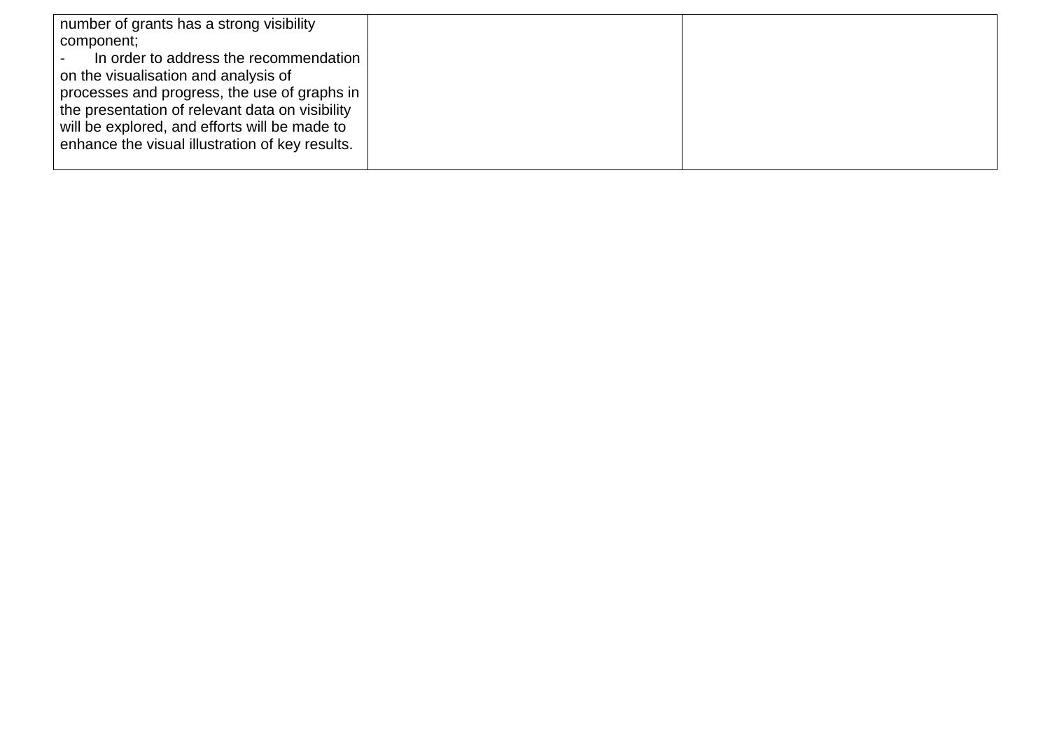| | | |
|---|---|---|
| number of grants has a strong visibility component;<br>- In order to address the recommendation on the visualisation and analysis of processes and progress, the use of graphs in the presentation of relevant data on visibility will be explored, and efforts will be made to enhance the visual illustration of key results. | | |